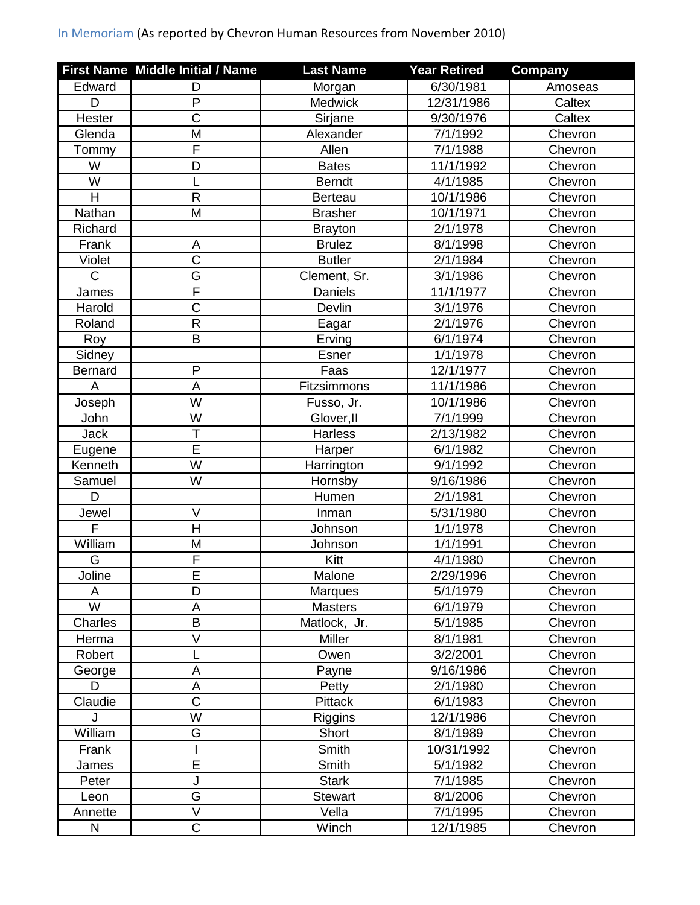In Memoriam (As reported by Chevron Human Resources from November 2010)

| First Name | Middle Initial / Name | Last Name | Year Retired | Company |
|---|---|---|---|---|
| Edward | D | Morgan | 6/30/1981 | Amoseas |
| D | P | Medwick | 12/31/1986 | Caltex |
| Hester | C | Sirjane | 9/30/1976 | Caltex |
| Glenda | M | Alexander | 7/1/1992 | Chevron |
| Tommy | F | Allen | 7/1/1988 | Chevron |
| W | D | Bates | 11/1/1992 | Chevron |
| W | L | Berndt | 4/1/1985 | Chevron |
| H | R | Berteau | 10/1/1986 | Chevron |
| Nathan | M | Brasher | 10/1/1971 | Chevron |
| Richard | | Brayton | 2/1/1978 | Chevron |
| Frank | A | Brulez | 8/1/1998 | Chevron |
| Violet | C | Butler | 2/1/1984 | Chevron |
| C | G | Clement, Sr. | 3/1/1986 | Chevron |
| James | F | Daniels | 11/1/1977 | Chevron |
| Harold | C | Devlin | 3/1/1976 | Chevron |
| Roland | R | Eagar | 2/1/1976 | Chevron |
| Roy | B | Erving | 6/1/1974 | Chevron |
| Sidney | | Esner | 1/1/1978 | Chevron |
| Bernard | P | Faas | 12/1/1977 | Chevron |
| A | A | Fitzsimmons | 11/1/1986 | Chevron |
| Joseph | W | Fusso, Jr. | 10/1/1986 | Chevron |
| John | W | Glover,II | 7/1/1999 | Chevron |
| Jack | T | Harless | 2/13/1982 | Chevron |
| Eugene | E | Harper | 6/1/1982 | Chevron |
| Kenneth | W | Harrington | 9/1/1992 | Chevron |
| Samuel | W | Hornsby | 9/16/1986 | Chevron |
| D | | Humen | 2/1/1981 | Chevron |
| Jewel | V | Inman | 5/31/1980 | Chevron |
| F | H | Johnson | 1/1/1978 | Chevron |
| William | M | Johnson | 1/1/1991 | Chevron |
| G | F | Kitt | 4/1/1980 | Chevron |
| Joline | E | Malone | 2/29/1996 | Chevron |
| A | D | Marques | 5/1/1979 | Chevron |
| W | A | Masters | 6/1/1979 | Chevron |
| Charles | B | Matlock, Jr. | 5/1/1985 | Chevron |
| Herma | V | Miller | 8/1/1981 | Chevron |
| Robert | L | Owen | 3/2/2001 | Chevron |
| George | A | Payne | 9/16/1986 | Chevron |
| D | A | Petty | 2/1/1980 | Chevron |
| Claudie | C | Pittack | 6/1/1983 | Chevron |
| J | W | Riggins | 12/1/1986 | Chevron |
| William | G | Short | 8/1/1989 | Chevron |
| Frank | I | Smith | 10/31/1992 | Chevron |
| James | E | Smith | 5/1/1982 | Chevron |
| Peter | J | Stark | 7/1/1985 | Chevron |
| Leon | G | Stewart | 8/1/2006 | Chevron |
| Annette | V | Vella | 7/1/1995 | Chevron |
| N | C | Winch | 12/1/1985 | Chevron |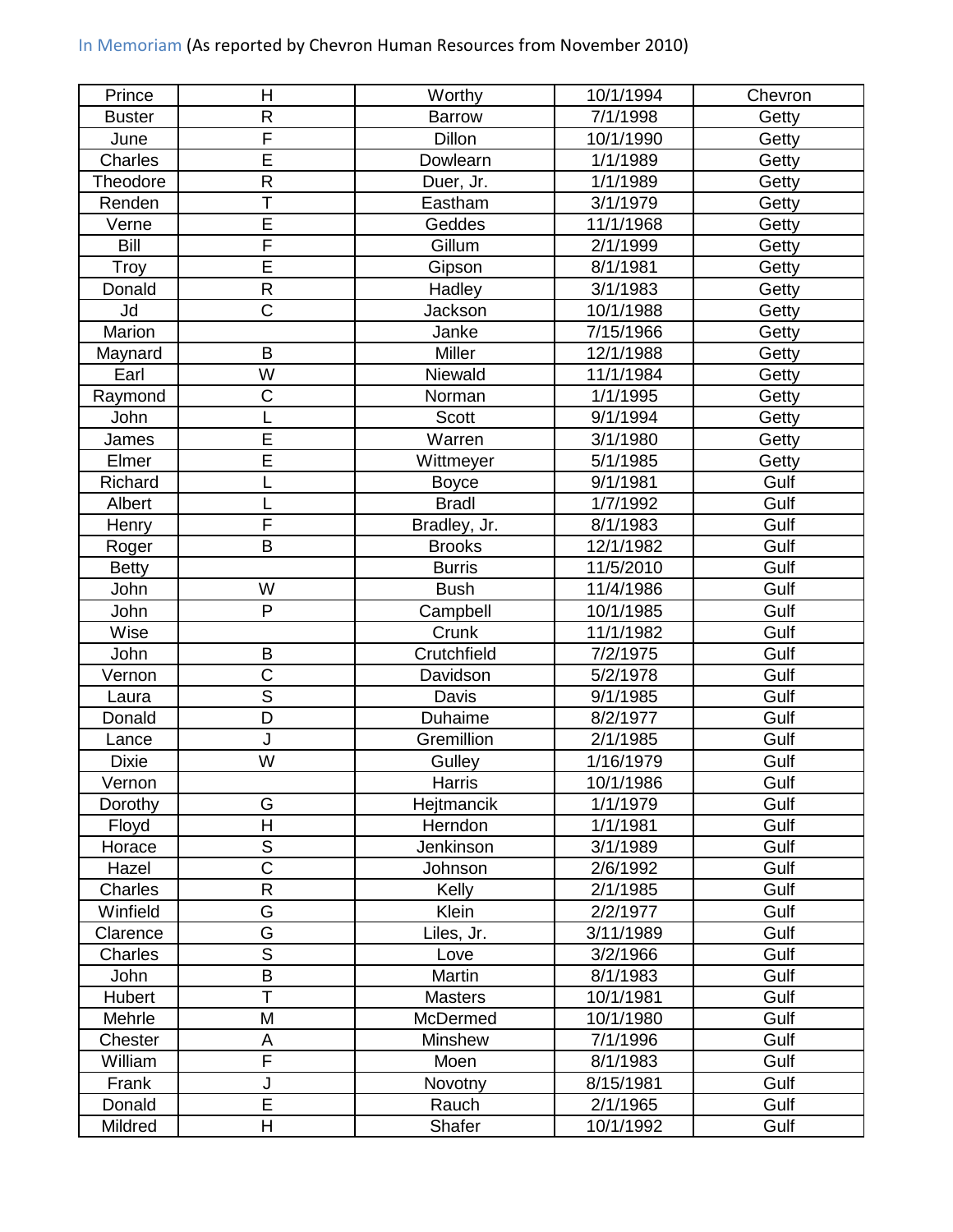In Memoriam (As reported by Chevron Human Resources from November 2010)

| | | | | |
|---|---|---|---|---|
| Prince | H | Worthy | 10/1/1994 | Chevron |
| Buster | R | Barrow | 7/1/1998 | Getty |
| June | F | Dillon | 10/1/1990 | Getty |
| Charles | E | Dowlearn | 1/1/1989 | Getty |
| Theodore | R | Duer, Jr. | 1/1/1989 | Getty |
| Renden | T | Eastham | 3/1/1979 | Getty |
| Verne | E | Geddes | 11/1/1968 | Getty |
| Bill | F | Gillum | 2/1/1999 | Getty |
| Troy | E | Gipson | 8/1/1981 | Getty |
| Donald | R | Hadley | 3/1/1983 | Getty |
| Jd | C | Jackson | 10/1/1988 | Getty |
| Marion | | Janke | 7/15/1966 | Getty |
| Maynard | B | Miller | 12/1/1988 | Getty |
| Earl | W | Niewald | 11/1/1984 | Getty |
| Raymond | C | Norman | 1/1/1995 | Getty |
| John | L | Scott | 9/1/1994 | Getty |
| James | E | Warren | 3/1/1980 | Getty |
| Elmer | E | Wittmeyer | 5/1/1985 | Getty |
| Richard | L | Boyce | 9/1/1981 | Gulf |
| Albert | L | Bradl | 1/7/1992 | Gulf |
| Henry | F | Bradley, Jr. | 8/1/1983 | Gulf |
| Roger | B | Brooks | 12/1/1982 | Gulf |
| Betty | | Burris | 11/5/2010 | Gulf |
| John | W | Bush | 11/4/1986 | Gulf |
| John | P | Campbell | 10/1/1985 | Gulf |
| Wise | | Crunk | 11/1/1982 | Gulf |
| John | B | Crutchfield | 7/2/1975 | Gulf |
| Vernon | C | Davidson | 5/2/1978 | Gulf |
| Laura | S | Davis | 9/1/1985 | Gulf |
| Donald | D | Duhaime | 8/2/1977 | Gulf |
| Lance | J | Gremillion | 2/1/1985 | Gulf |
| Dixie | W | Gulley | 1/16/1979 | Gulf |
| Vernon | | Harris | 10/1/1986 | Gulf |
| Dorothy | G | Hejtmancik | 1/1/1979 | Gulf |
| Floyd | H | Herndon | 1/1/1981 | Gulf |
| Horace | S | Jenkinson | 3/1/1989 | Gulf |
| Hazel | C | Johnson | 2/6/1992 | Gulf |
| Charles | R | Kelly | 2/1/1985 | Gulf |
| Winfield | G | Klein | 2/2/1977 | Gulf |
| Clarence | G | Liles, Jr. | 3/11/1989 | Gulf |
| Charles | S | Love | 3/2/1966 | Gulf |
| John | B | Martin | 8/1/1983 | Gulf |
| Hubert | T | Masters | 10/1/1981 | Gulf |
| Mehrle | M | McDermed | 10/1/1980 | Gulf |
| Chester | A | Minshew | 7/1/1996 | Gulf |
| William | F | Moen | 8/1/1983 | Gulf |
| Frank | J | Novotny | 8/15/1981 | Gulf |
| Donald | E | Rauch | 2/1/1965 | Gulf |
| Mildred | H | Shafer | 10/1/1992 | Gulf |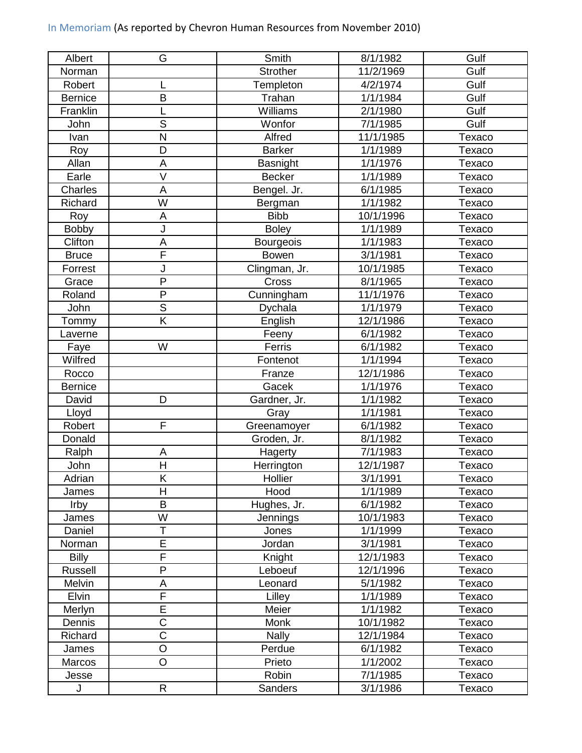In Memoriam (As reported by Chevron Human Resources from November 2010)

| | | | | |
|---|---|---|---|---|
| Albert | G | Smith | 8/1/1982 | Gulf |
| Norman | | Strother | 11/2/1969 | Gulf |
| Robert | L | Templeton | 4/2/1974 | Gulf |
| Bernice | B | Trahan | 1/1/1984 | Gulf |
| Franklin | L | Williams | 2/1/1980 | Gulf |
| John | S | Wonfor | 7/1/1985 | Gulf |
| Ivan | N | Alfred | 11/1/1985 | Texaco |
| Roy | D | Barker | 1/1/1989 | Texaco |
| Allan | A | Basnight | 1/1/1976 | Texaco |
| Earle | V | Becker | 1/1/1989 | Texaco |
| Charles | A | Bengel. Jr. | 6/1/1985 | Texaco |
| Richard | W | Bergman | 1/1/1982 | Texaco |
| Roy | A | Bibb | 10/1/1996 | Texaco |
| Bobby | J | Boley | 1/1/1989 | Texaco |
| Clifton | A | Bourgeois | 1/1/1983 | Texaco |
| Bruce | F | Bowen | 3/1/1981 | Texaco |
| Forrest | J | Clingman, Jr. | 10/1/1985 | Texaco |
| Grace | P | Cross | 8/1/1965 | Texaco |
| Roland | P | Cunningham | 11/1/1976 | Texaco |
| John | S | Dychala | 1/1/1979 | Texaco |
| Tommy | K | English | 12/1/1986 | Texaco |
| Laverne | | Feeny | 6/1/1982 | Texaco |
| Faye | W | Ferris | 6/1/1982 | Texaco |
| Wilfred | | Fontenot | 1/1/1994 | Texaco |
| Rocco | | Franze | 12/1/1986 | Texaco |
| Bernice | | Gacek | 1/1/1976 | Texaco |
| David | D | Gardner, Jr. | 1/1/1982 | Texaco |
| Lloyd | | Gray | 1/1/1981 | Texaco |
| Robert | F | Greenamoyer | 6/1/1982 | Texaco |
| Donald | | Groden, Jr. | 8/1/1982 | Texaco |
| Ralph | A | Hagerty | 7/1/1983 | Texaco |
| John | H | Herrington | 12/1/1987 | Texaco |
| Adrian | K | Hollier | 3/1/1991 | Texaco |
| James | H | Hood | 1/1/1989 | Texaco |
| Irby | B | Hughes, Jr. | 6/1/1982 | Texaco |
| James | W | Jennings | 10/1/1983 | Texaco |
| Daniel | T | Jones | 1/1/1999 | Texaco |
| Norman | E | Jordan | 3/1/1981 | Texaco |
| Billy | F | Knight | 12/1/1983 | Texaco |
| Russell | P | Leboeuf | 12/1/1996 | Texaco |
| Melvin | A | Leonard | 5/1/1982 | Texaco |
| Elvin | F | Lilley | 1/1/1989 | Texaco |
| Merlyn | E | Meier | 1/1/1982 | Texaco |
| Dennis | C | Monk | 10/1/1982 | Texaco |
| Richard | C | Nally | 12/1/1984 | Texaco |
| James | O | Perdue | 6/1/1982 | Texaco |
| Marcos | O | Prieto | 1/1/2002 | Texaco |
| Jesse | | Robin | 7/1/1985 | Texaco |
| J | R | Sanders | 3/1/1986 | Texaco |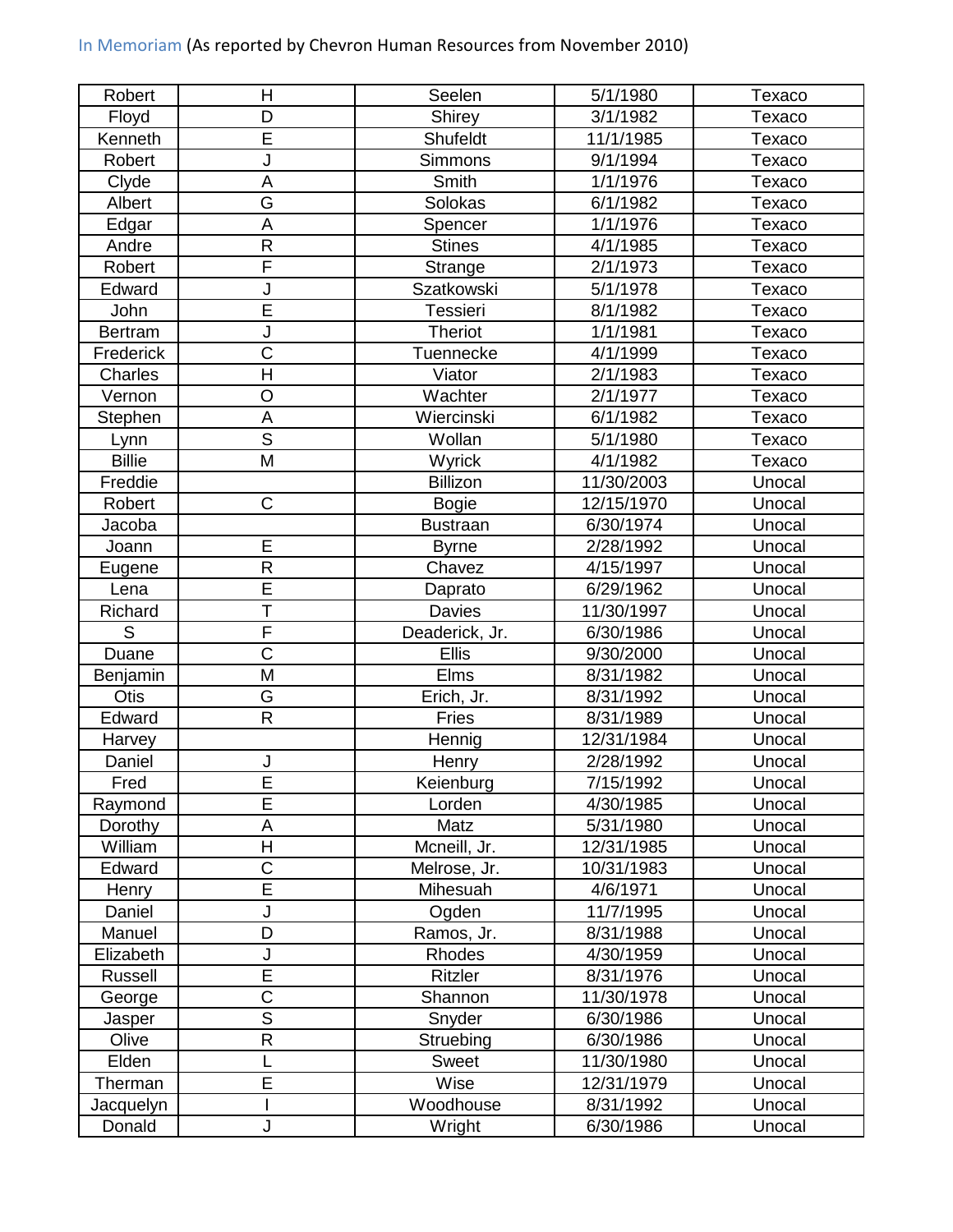In Memoriam (As reported by Chevron Human Resources from November 2010)

| | | | | |
|---|---|---|---|---|
| Robert | H | Seelen | 5/1/1980 | Texaco |
| Floyd | D | Shirey | 3/1/1982 | Texaco |
| Kenneth | E | Shufeldt | 11/1/1985 | Texaco |
| Robert | J | Simmons | 9/1/1994 | Texaco |
| Clyde | A | Smith | 1/1/1976 | Texaco |
| Albert | G | Solokas | 6/1/1982 | Texaco |
| Edgar | A | Spencer | 1/1/1976 | Texaco |
| Andre | R | Stines | 4/1/1985 | Texaco |
| Robert | F | Strange | 2/1/1973 | Texaco |
| Edward | J | Szatkowski | 5/1/1978 | Texaco |
| John | E | Tessieri | 8/1/1982 | Texaco |
| Bertram | J | Theriot | 1/1/1981 | Texaco |
| Frederick | C | Tuennecke | 4/1/1999 | Texaco |
| Charles | H | Viator | 2/1/1983 | Texaco |
| Vernon | O | Wachter | 2/1/1977 | Texaco |
| Stephen | A | Wiercinski | 6/1/1982 | Texaco |
| Lynn | S | Wollan | 5/1/1980 | Texaco |
| Billie | M | Wyrick | 4/1/1982 | Texaco |
| Freddie | | Billizon | 11/30/2003 | Unocal |
| Robert | C | Bogie | 12/15/1970 | Unocal |
| Jacoba | | Bustraan | 6/30/1974 | Unocal |
| Joann | E | Byrne | 2/28/1992 | Unocal |
| Eugene | R | Chavez | 4/15/1997 | Unocal |
| Lena | E | Daprato | 6/29/1962 | Unocal |
| Richard | T | Davies | 11/30/1997 | Unocal |
| S | F | Deaderick, Jr. | 6/30/1986 | Unocal |
| Duane | C | Ellis | 9/30/2000 | Unocal |
| Benjamin | M | Elms | 8/31/1982 | Unocal |
| Otis | G | Erich, Jr. | 8/31/1992 | Unocal |
| Edward | R | Fries | 8/31/1989 | Unocal |
| Harvey | | Hennig | 12/31/1984 | Unocal |
| Daniel | J | Henry | 2/28/1992 | Unocal |
| Fred | E | Keienburg | 7/15/1992 | Unocal |
| Raymond | E | Lorden | 4/30/1985 | Unocal |
| Dorothy | A | Matz | 5/31/1980 | Unocal |
| William | H | Mcneill, Jr. | 12/31/1985 | Unocal |
| Edward | C | Melrose, Jr. | 10/31/1983 | Unocal |
| Henry | E | Mihesuah | 4/6/1971 | Unocal |
| Daniel | J | Ogden | 11/7/1995 | Unocal |
| Manuel | D | Ramos, Jr. | 8/31/1988 | Unocal |
| Elizabeth | J | Rhodes | 4/30/1959 | Unocal |
| Russell | E | Ritzler | 8/31/1976 | Unocal |
| George | C | Shannon | 11/30/1978 | Unocal |
| Jasper | S | Snyder | 6/30/1986 | Unocal |
| Olive | R | Struebing | 6/30/1986 | Unocal |
| Elden | L | Sweet | 11/30/1980 | Unocal |
| Therman | E | Wise | 12/31/1979 | Unocal |
| Jacquelyn | I | Woodhouse | 8/31/1992 | Unocal |
| Donald | J | Wright | 6/30/1986 | Unocal |